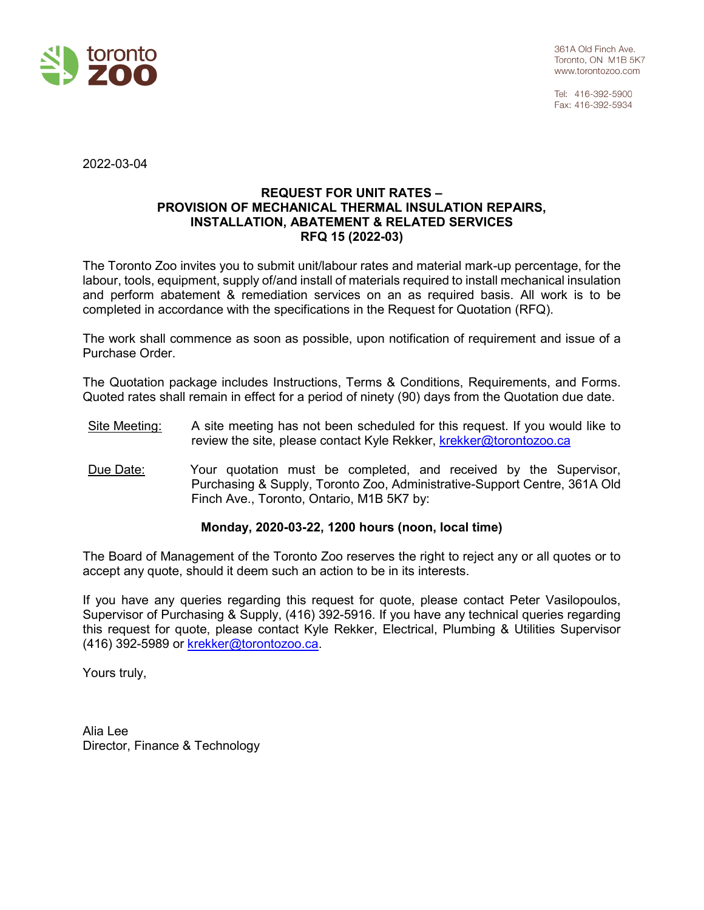361A Old Finch Ave.
Toronto, ON M1B 5K7
www.torontozoo.com

Tel: 416-392-5900
Fax: 416-392-5934

2022-03-04

**REQUEST FOR UNIT RATES –**
**PROVISION OF MECHANICAL THERMAL INSULATION REPAIRS, INSTALLATION, ABATEMENT & RELATED SERVICES**
**RFQ 15 (2022-03)**

The Toronto Zoo invites you to submit unit/labour rates and material mark-up percentage, for the labour, tools, equipment, supply of/and install of materials required to install mechanical insulation and perform abatement & remediation services on an as required basis. All work is to be completed in accordance with the specifications in the Request for Quotation (RFQ).

The work shall commence as soon as possible, upon notification of requirement and issue of a Purchase Order.

The Quotation package includes Instructions, Terms & Conditions, Requirements, and Forms. Quoted rates shall remain in effect for a period of ninety (90) days from the Quotation due date.

Site Meeting: A site meeting has not been scheduled for this request. If you would like to review the site, please contact Kyle Rekker, krekker@torontozoo.ca

Due Date: Your quotation must be completed, and received by the Supervisor, Purchasing & Supply, Toronto Zoo, Administrative-Support Centre, 361A Old Finch Ave., Toronto, Ontario, M1B 5K7 by:

**Monday, 2020-03-22, 1200 hours (noon, local time)**

The Board of Management of the Toronto Zoo reserves the right to reject any or all quotes or to accept any quote, should it deem such an action to be in its interests.

If you have any queries regarding this request for quote, please contact Peter Vasilopoulos, Supervisor of Purchasing & Supply, (416) 392-5916. If you have any technical queries regarding this request for quote, please contact Kyle Rekker, Electrical, Plumbing & Utilities Supervisor (416) 392-5989 or krekker@torontozoo.ca.

Yours truly,

Alia Lee
Director, Finance & Technology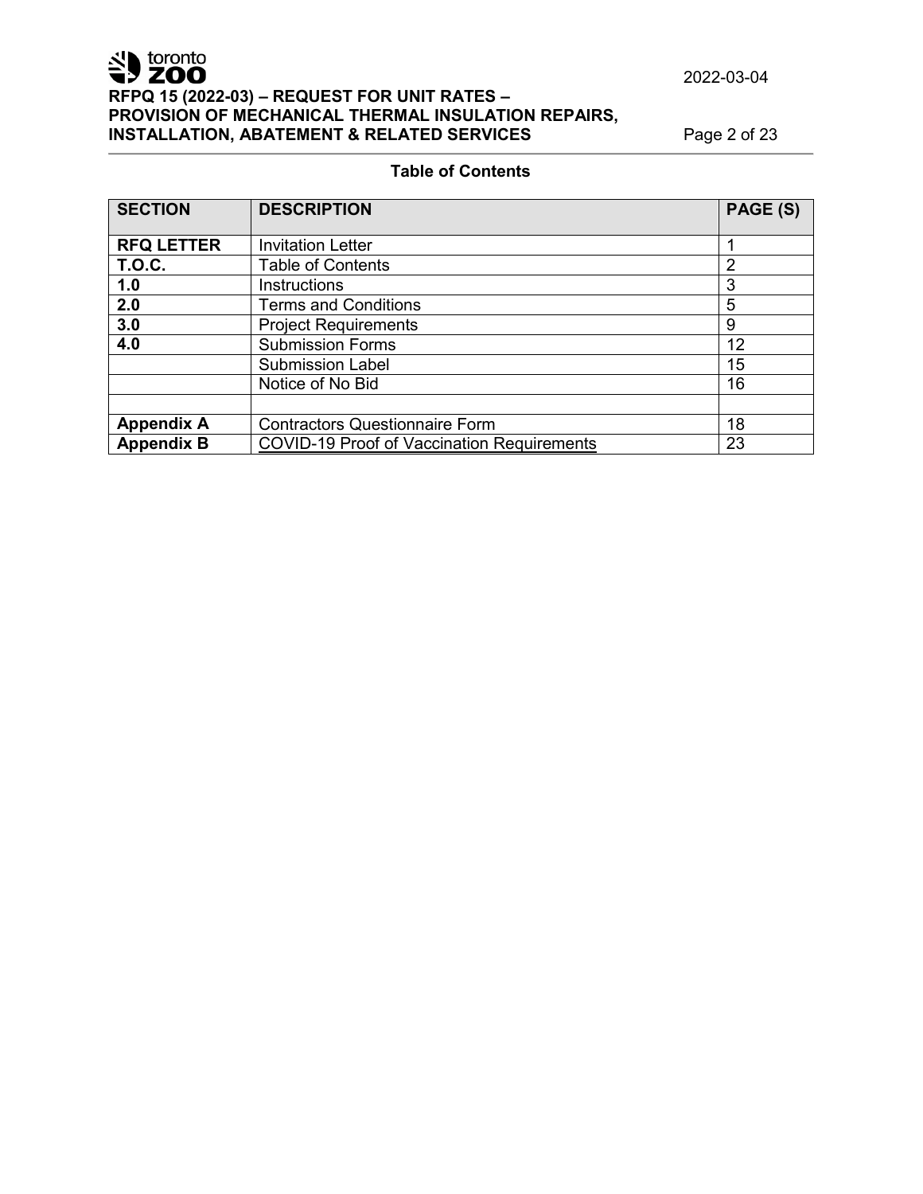## Table of Contents

| SECTION | DESCRIPTION | PAGE (S) |
|---|---|---|
| **RFQ LETTER** | Invitation Letter | 1 |
| **T.O.C.** | Table of Contents | 2 |
| **1.0** | Instructions | 3 |
| **2.0** | Terms and Conditions | 5 |
| **3.0** | Project Requirements | 9 |
| **4.0** | Submission Forms | 12 |
| | Submission Label | 15 |
| | Notice of No Bid | 16 |
| | | |
| **Appendix A** | Contractors Questionnaire Form | 18 |
| **Appendix B** | COVID-19 Proof of Vaccination Requirements | 23 |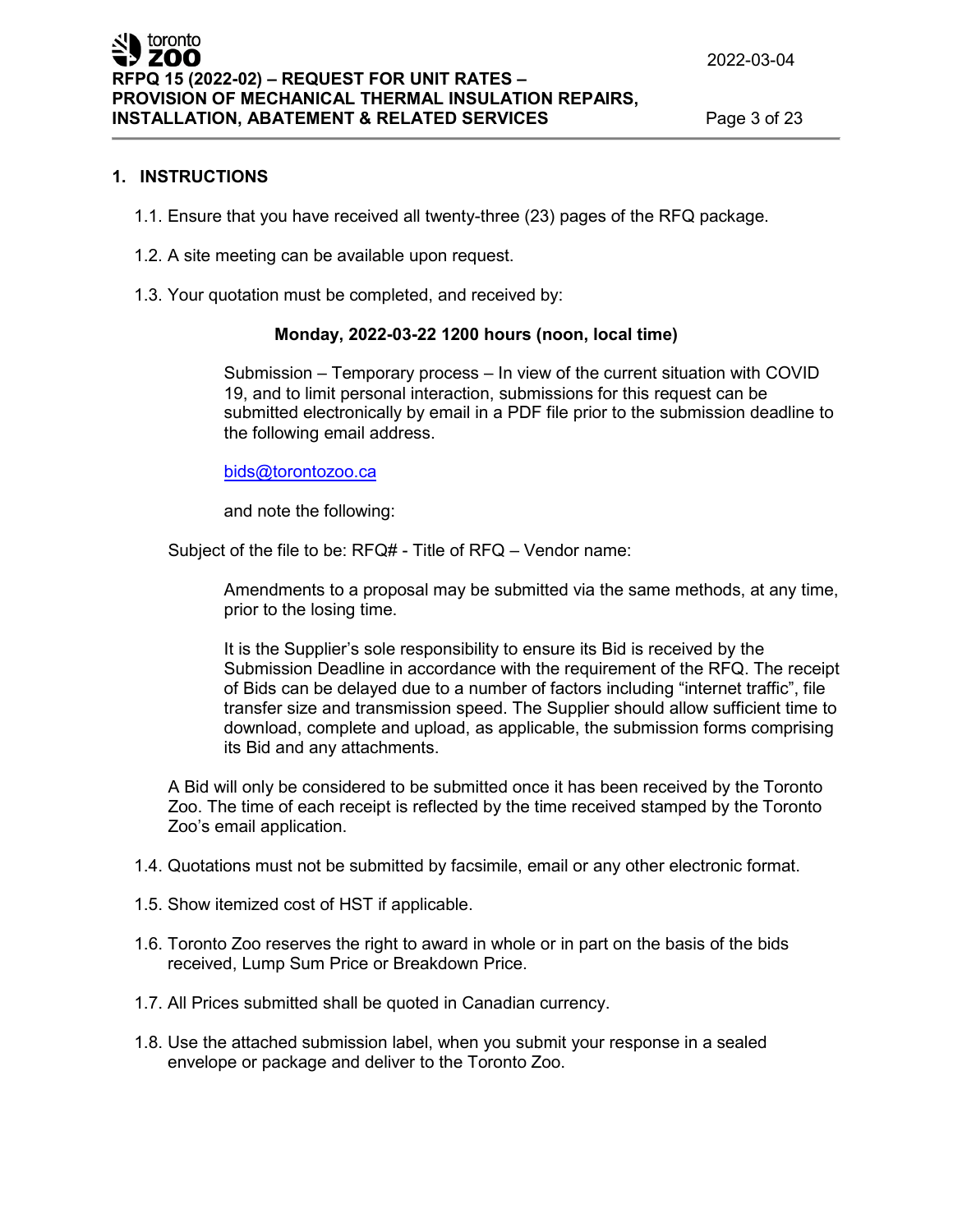# 1. INSTRUCTIONS

1.1. Ensure that you have received all twenty-three (23) pages of the RFQ package.

1.2. A site meeting can be available upon request.

1.3. Your quotation must be completed, and received by:

**Monday, 2022-03-22 1200 hours (noon, local time)**

Submission – Temporary process – In view of the current situation with COVID 19, and to limit personal interaction, submissions for this request can be submitted electronically by email in a PDF file prior to the submission deadline to the following email address.

bids@torontozoo.ca

and note the following:

Subject of the file to be: RFQ# - Title of RFQ – Vendor name:

Amendments to a proposal may be submitted via the same methods, at any time, prior to the losing time.

It is the Supplier's sole responsibility to ensure its Bid is received by the Submission Deadline in accordance with the requirement of the RFQ. The receipt of Bids can be delayed due to a number of factors including "internet traffic", file transfer size and transmission speed. The Supplier should allow sufficient time to download, complete and upload, as applicable, the submission forms comprising its Bid and any attachments.

A Bid will only be considered to be submitted once it has been received by the Toronto Zoo. The time of each receipt is reflected by the time received stamped by the Toronto Zoo's email application.

1.4. Quotations must not be submitted by facsimile, email or any other electronic format.

1.5. Show itemized cost of HST if applicable.

1.6. Toronto Zoo reserves the right to award in whole or in part on the basis of the bids received, Lump Sum Price or Breakdown Price.

1.7. All Prices submitted shall be quoted in Canadian currency.

1.8. Use the attached submission label, when you submit your response in a sealed envelope or package and deliver to the Toronto Zoo.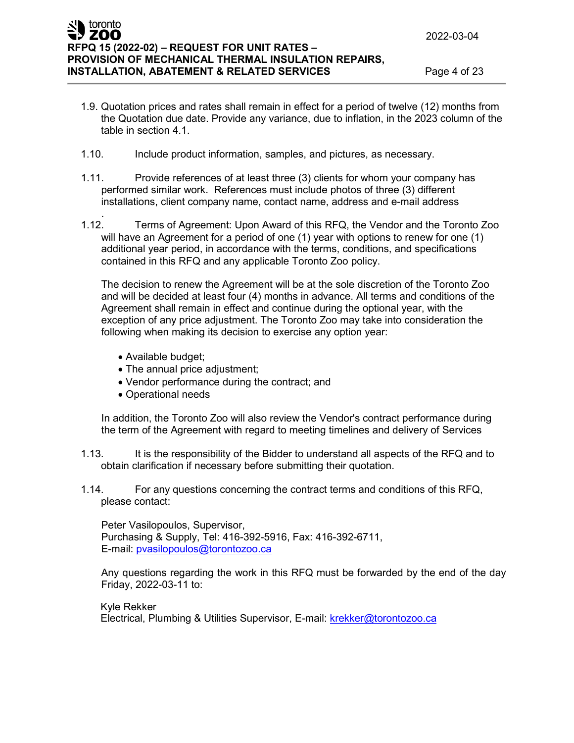1.9. Quotation prices and rates shall remain in effect for a period of twelve (12) months from the Quotation due date. Provide any variance, due to inflation, in the 2023 column of the table in section 4.1.

1.10. Include product information, samples, and pictures, as necessary.

1.11. Provide references of at least three (3) clients for whom your company has performed similar work. References must include photos of three (3) different installations, client company name, contact name, address and e-mail address
.

1.12. Terms of Agreement: Upon Award of this RFQ, the Vendor and the Toronto Zoo will have an Agreement for a period of one (1) year with options to renew for one (1) additional year period, in accordance with the terms, conditions, and specifications contained in this RFQ and any applicable Toronto Zoo policy.

The decision to renew the Agreement will be at the sole discretion of the Toronto Zoo and will be decided at least four (4) months in advance. All terms and conditions of the Agreement shall remain in effect and continue during the optional year, with the exception of any price adjustment. The Toronto Zoo may take into consideration the following when making its decision to exercise any option year:

- Available budget;
- The annual price adjustment;
- Vendor performance during the contract; and
- Operational needs

In addition, the Toronto Zoo will also review the Vendor's contract performance during the term of the Agreement with regard to meeting timelines and delivery of Services

1.13. It is the responsibility of the Bidder to understand all aspects of the RFQ and to obtain clarification if necessary before submitting their quotation.

1.14. For any questions concerning the contract terms and conditions of this RFQ, please contact:

Peter Vasilopoulos, Supervisor,
Purchasing & Supply, Tel: 416-392-5916, Fax: 416-392-6711,
E-mail: pvasilopoulos@torontozoo.ca

Any questions regarding the work in this RFQ must be forwarded by the end of the day Friday, 2022-03-11 to:

Kyle Rekker
Electrical, Plumbing & Utilities Supervisor, E-mail: krekker@torontozoo.ca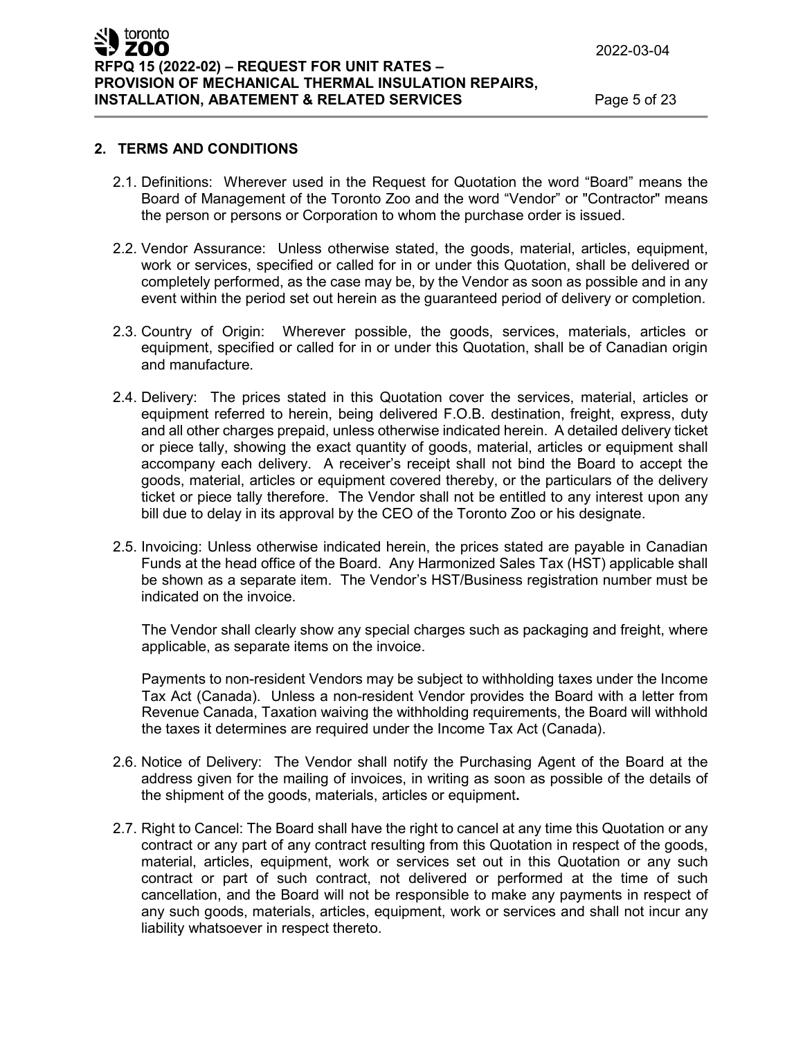## 2. TERMS AND CONDITIONS

2.1. Definitions: Wherever used in the Request for Quotation the word “Board” means the Board of Management of the Toronto Zoo and the word “Vendor” or "Contractor" means the person or persons or Corporation to whom the purchase order is issued.

2.2. Vendor Assurance: Unless otherwise stated, the goods, material, articles, equipment, work or services, specified or called for in or under this Quotation, shall be delivered or completely performed, as the case may be, by the Vendor as soon as possible and in any event within the period set out herein as the guaranteed period of delivery or completion.

2.3. Country of Origin: Wherever possible, the goods, services, materials, articles or equipment, specified or called for in or under this Quotation, shall be of Canadian origin and manufacture.

2.4. Delivery: The prices stated in this Quotation cover the services, material, articles or equipment referred to herein, being delivered F.O.B. destination, freight, express, duty and all other charges prepaid, unless otherwise indicated herein. A detailed delivery ticket or piece tally, showing the exact quantity of goods, material, articles or equipment shall accompany each delivery. A receiver’s receipt shall not bind the Board to accept the goods, material, articles or equipment covered thereby, or the particulars of the delivery ticket or piece tally therefore. The Vendor shall not be entitled to any interest upon any bill due to delay in its approval by the CEO of the Toronto Zoo or his designate.

2.5. Invoicing: Unless otherwise indicated herein, the prices stated are payable in Canadian Funds at the head office of the Board. Any Harmonized Sales Tax (HST) applicable shall be shown as a separate item. The Vendor’s HST/Business registration number must be indicated on the invoice.

The Vendor shall clearly show any special charges such as packaging and freight, where applicable, as separate items on the invoice.

Payments to non-resident Vendors may be subject to withholding taxes under the Income Tax Act (Canada). Unless a non-resident Vendor provides the Board with a letter from Revenue Canada, Taxation waiving the withholding requirements, the Board will withhold the taxes it determines are required under the Income Tax Act (Canada).

2.6. Notice of Delivery: The Vendor shall notify the Purchasing Agent of the Board at the address given for the mailing of invoices, in writing as soon as possible of the details of the shipment of the goods, materials, articles or equipment**.**

2.7. Right to Cancel: The Board shall have the right to cancel at any time this Quotation or any contract or any part of any contract resulting from this Quotation in respect of the goods, material, articles, equipment, work or services set out in this Quotation or any such contract or part of such contract, not delivered or performed at the time of such cancellation, and the Board will not be responsible to make any payments in respect of any such goods, materials, articles, equipment, work or services and shall not incur any liability whatsoever in respect thereto.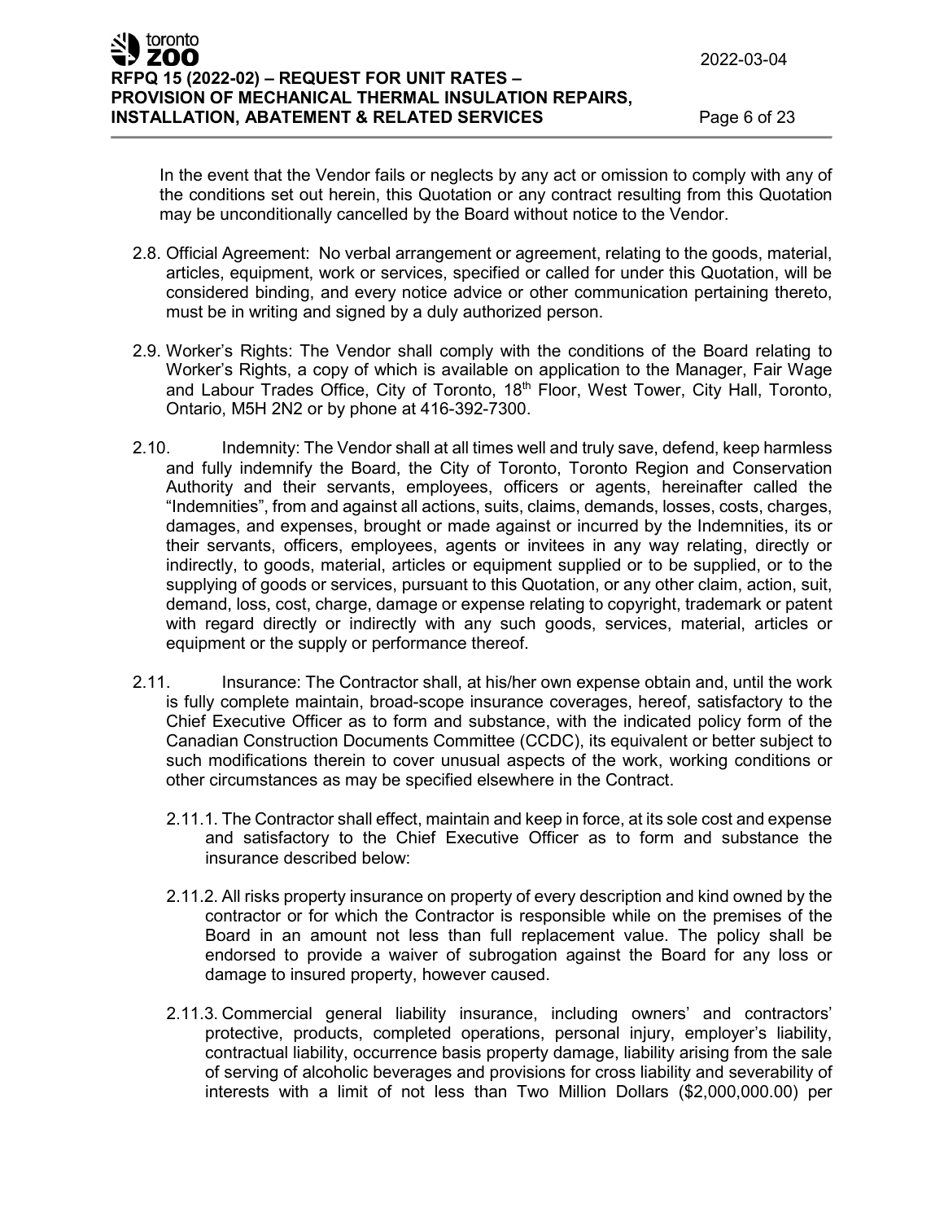In the event that the Vendor fails or neglects by any act or omission to comply with any of the conditions set out herein, this Quotation or any contract resulting from this Quotation may be unconditionally cancelled by the Board without notice to the Vendor.

2.8. Official Agreement: No verbal arrangement or agreement, relating to the goods, material, articles, equipment, work or services, specified or called for under this Quotation, will be considered binding, and every notice advice or other communication pertaining thereto, must be in writing and signed by a duly authorized person.

2.9. Worker's Rights: The Vendor shall comply with the conditions of the Board relating to Worker's Rights, a copy of which is available on application to the Manager, Fair Wage and Labour Trades Office, City of Toronto, 18th Floor, West Tower, City Hall, Toronto, Ontario, M5H 2N2 or by phone at 416-392-7300.

2.10. Indemnity: The Vendor shall at all times well and truly save, defend, keep harmless and fully indemnify the Board, the City of Toronto, Toronto Region and Conservation Authority and their servants, employees, officers or agents, hereinafter called the "Indemnities", from and against all actions, suits, claims, demands, losses, costs, charges, damages, and expenses, brought or made against or incurred by the Indemnities, its or their servants, officers, employees, agents or invitees in any way relating, directly or indirectly, to goods, material, articles or equipment supplied or to be supplied, or to the supplying of goods or services, pursuant to this Quotation, or any other claim, action, suit, demand, loss, cost, charge, damage or expense relating to copyright, trademark or patent with regard directly or indirectly with any such goods, services, material, articles or equipment or the supply or performance thereof.

2.11. Insurance: The Contractor shall, at his/her own expense obtain and, until the work is fully complete maintain, broad-scope insurance coverages, hereof, satisfactory to the Chief Executive Officer as to form and substance, with the indicated policy form of the Canadian Construction Documents Committee (CCDC), its equivalent or better subject to such modifications therein to cover unusual aspects of the work, working conditions or other circumstances as may be specified elsewhere in the Contract.

2.11.1. The Contractor shall effect, maintain and keep in force, at its sole cost and expense and satisfactory to the Chief Executive Officer as to form and substance the insurance described below:

2.11.2. All risks property insurance on property of every description and kind owned by the contractor or for which the Contractor is responsible while on the premises of the Board in an amount not less than full replacement value. The policy shall be endorsed to provide a waiver of subrogation against the Board for any loss or damage to insured property, however caused.

2.11.3. Commercial general liability insurance, including owners' and contractors' protective, products, completed operations, personal injury, employer's liability, contractual liability, occurrence basis property damage, liability arising from the sale of serving of alcoholic beverages and provisions for cross liability and severability of interests with a limit of not less than Two Million Dollars ($2,000,000.00) per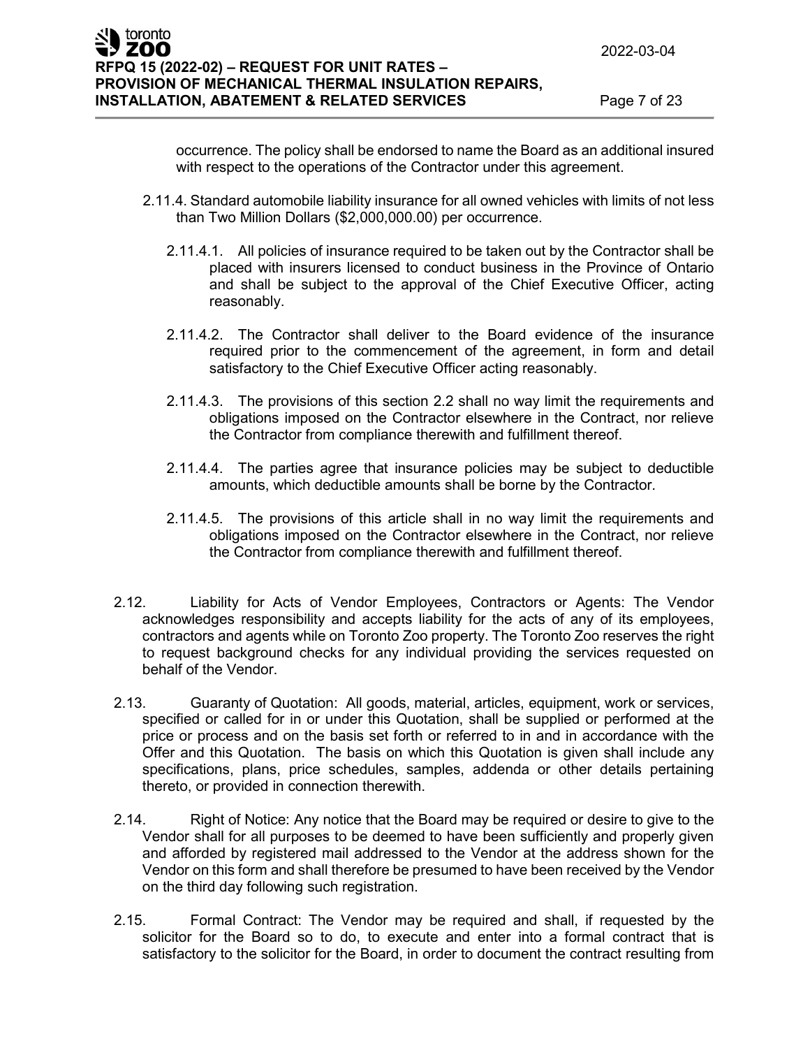occurrence. The policy shall be endorsed to name the Board as an additional insured with respect to the operations of the Contractor under this agreement.

2.11.4. Standard automobile liability insurance for all owned vehicles with limits of not less than Two Million Dollars ($2,000,000.00) per occurrence.

2.11.4.1. All policies of insurance required to be taken out by the Contractor shall be placed with insurers licensed to conduct business in the Province of Ontario and shall be subject to the approval of the Chief Executive Officer, acting reasonably.

2.11.4.2. The Contractor shall deliver to the Board evidence of the insurance required prior to the commencement of the agreement, in form and detail satisfactory to the Chief Executive Officer acting reasonably.

2.11.4.3. The provisions of this section 2.2 shall no way limit the requirements and obligations imposed on the Contractor elsewhere in the Contract, nor relieve the Contractor from compliance therewith and fulfillment thereof.

2.11.4.4. The parties agree that insurance policies may be subject to deductible amounts, which deductible amounts shall be borne by the Contractor.

2.11.4.5. The provisions of this article shall in no way limit the requirements and obligations imposed on the Contractor elsewhere in the Contract, nor relieve the Contractor from compliance therewith and fulfillment thereof.

2.12. Liability for Acts of Vendor Employees, Contractors or Agents: The Vendor acknowledges responsibility and accepts liability for the acts of any of its employees, contractors and agents while on Toronto Zoo property. The Toronto Zoo reserves the right to request background checks for any individual providing the services requested on behalf of the Vendor.

2.13. Guaranty of Quotation: All goods, material, articles, equipment, work or services, specified or called for in or under this Quotation, shall be supplied or performed at the price or process and on the basis set forth or referred to in and in accordance with the Offer and this Quotation. The basis on which this Quotation is given shall include any specifications, plans, price schedules, samples, addenda or other details pertaining thereto, or provided in connection therewith.

2.14. Right of Notice: Any notice that the Board may be required or desire to give to the Vendor shall for all purposes to be deemed to have been sufficiently and properly given and afforded by registered mail addressed to the Vendor at the address shown for the Vendor on this form and shall therefore be presumed to have been received by the Vendor on the third day following such registration.

2.15. Formal Contract: The Vendor may be required and shall, if requested by the solicitor for the Board so to do, to execute and enter into a formal contract that is satisfactory to the solicitor for the Board, in order to document the contract resulting from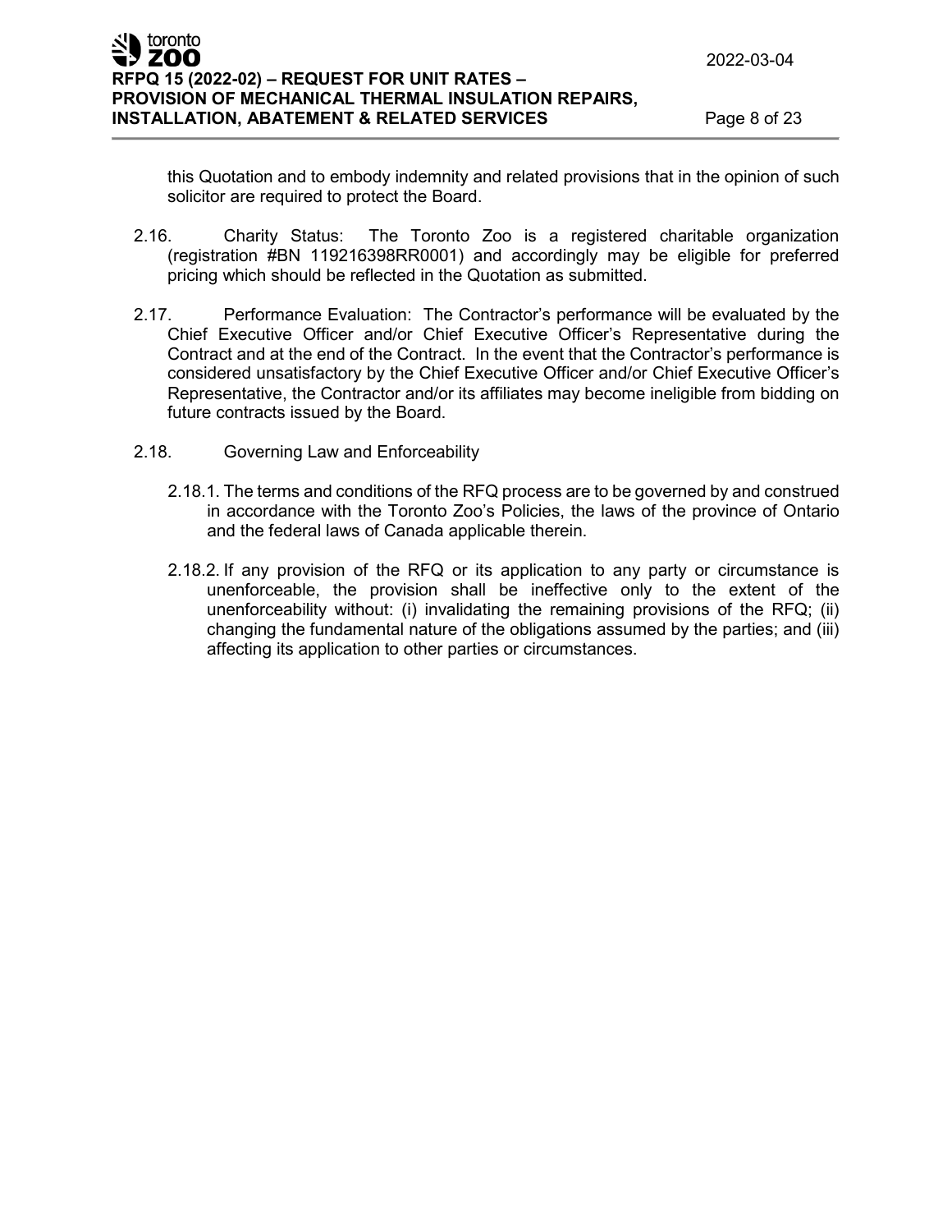this Quotation and to embody indemnity and related provisions that in the opinion of such solicitor are required to protect the Board.

2.16. Charity Status: The Toronto Zoo is a registered charitable organization (registration #BN 119216398RR0001) and accordingly may be eligible for preferred pricing which should be reflected in the Quotation as submitted.

2.17. Performance Evaluation: The Contractor's performance will be evaluated by the Chief Executive Officer and/or Chief Executive Officer's Representative during the Contract and at the end of the Contract. In the event that the Contractor's performance is considered unsatisfactory by the Chief Executive Officer and/or Chief Executive Officer's Representative, the Contractor and/or its affiliates may become ineligible from bidding on future contracts issued by the Board.

2.18. Governing Law and Enforceability

2.18.1. The terms and conditions of the RFQ process are to be governed by and construed in accordance with the Toronto Zoo's Policies, the laws of the province of Ontario and the federal laws of Canada applicable therein.

2.18.2. If any provision of the RFQ or its application to any party or circumstance is unenforceable, the provision shall be ineffective only to the extent of the unenforceability without: (i) invalidating the remaining provisions of the RFQ; (ii) changing the fundamental nature of the obligations assumed by the parties; and (iii) affecting its application to other parties or circumstances.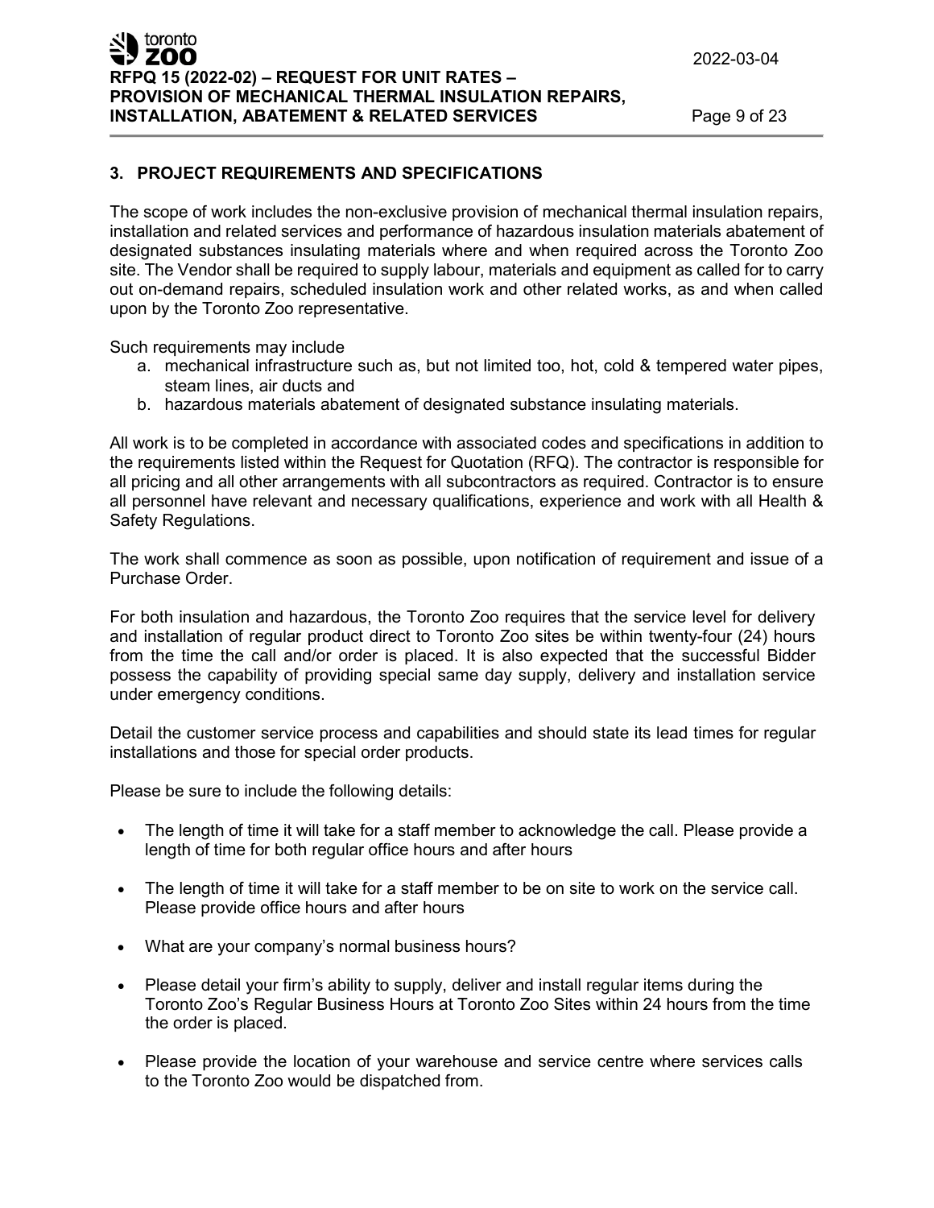## 3. PROJECT REQUIREMENTS AND SPECIFICATIONS

The scope of work includes the non-exclusive provision of mechanical thermal insulation repairs, installation and related services and performance of hazardous insulation materials abatement of designated substances insulating materials where and when required across the Toronto Zoo site. The Vendor shall be required to supply labour, materials and equipment as called for to carry out on-demand repairs, scheduled insulation work and other related works, as and when called upon by the Toronto Zoo representative.

Such requirements may include

a. mechanical infrastructure such as, but not limited too, hot, cold & tempered water pipes, steam lines, air ducts and
b. hazardous materials abatement of designated substance insulating materials.

All work is to be completed in accordance with associated codes and specifications in addition to the requirements listed within the Request for Quotation (RFQ). The contractor is responsible for all pricing and all other arrangements with all subcontractors as required. Contractor is to ensure all personnel have relevant and necessary qualifications, experience and work with all Health & Safety Regulations.

The work shall commence as soon as possible, upon notification of requirement and issue of a Purchase Order.

For both insulation and hazardous, the Toronto Zoo requires that the service level for delivery and installation of regular product direct to Toronto Zoo sites be within twenty-four (24) hours from the time the call and/or order is placed. It is also expected that the successful Bidder possess the capability of providing special same day supply, delivery and installation service under emergency conditions.

Detail the customer service process and capabilities and should state its lead times for regular installations and those for special order products.

Please be sure to include the following details:

- The length of time it will take for a staff member to acknowledge the call. Please provide a length of time for both regular office hours and after hours
- The length of time it will take for a staff member to be on site to work on the service call. Please provide office hours and after hours
- What are your company's normal business hours?
- Please detail your firm's ability to supply, deliver and install regular items during the Toronto Zoo's Regular Business Hours at Toronto Zoo Sites within 24 hours from the time the order is placed.
- Please provide the location of your warehouse and service centre where services calls to the Toronto Zoo would be dispatched from.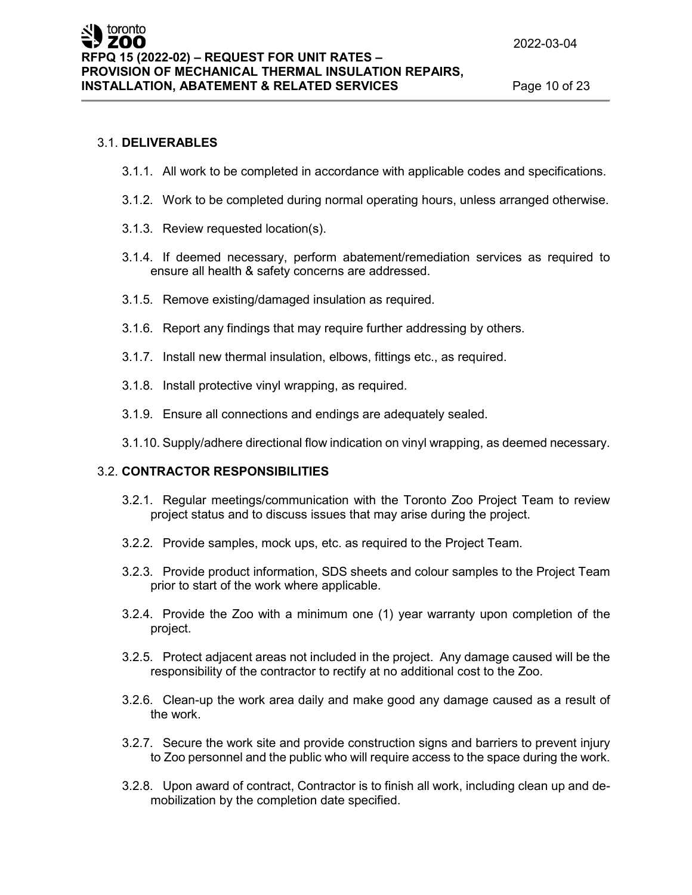### 3.1. DELIVERABLES

3.1.1. All work to be completed in accordance with applicable codes and specifications.

3.1.2. Work to be completed during normal operating hours, unless arranged otherwise.

3.1.3. Review requested location(s).

3.1.4. If deemed necessary, perform abatement/remediation services as required to ensure all health & safety concerns are addressed.

3.1.5. Remove existing/damaged insulation as required.

3.1.6. Report any findings that may require further addressing by others.

3.1.7. Install new thermal insulation, elbows, fittings etc., as required.

3.1.8. Install protective vinyl wrapping, as required.

3.1.9. Ensure all connections and endings are adequately sealed.

3.1.10. Supply/adhere directional flow indication on vinyl wrapping, as deemed necessary.

### 3.2. CONTRACTOR RESPONSIBILITIES

3.2.1. Regular meetings/communication with the Toronto Zoo Project Team to review project status and to discuss issues that may arise during the project.

3.2.2. Provide samples, mock ups, etc. as required to the Project Team.

3.2.3. Provide product information, SDS sheets and colour samples to the Project Team prior to start of the work where applicable.

3.2.4. Provide the Zoo with a minimum one (1) year warranty upon completion of the project.

3.2.5. Protect adjacent areas not included in the project. Any damage caused will be the responsibility of the contractor to rectify at no additional cost to the Zoo.

3.2.6. Clean-up the work area daily and make good any damage caused as a result of the work.

3.2.7. Secure the work site and provide construction signs and barriers to prevent injury to Zoo personnel and the public who will require access to the space during the work.

3.2.8. Upon award of contract, Contractor is to finish all work, including clean up and de-mobilization by the completion date specified.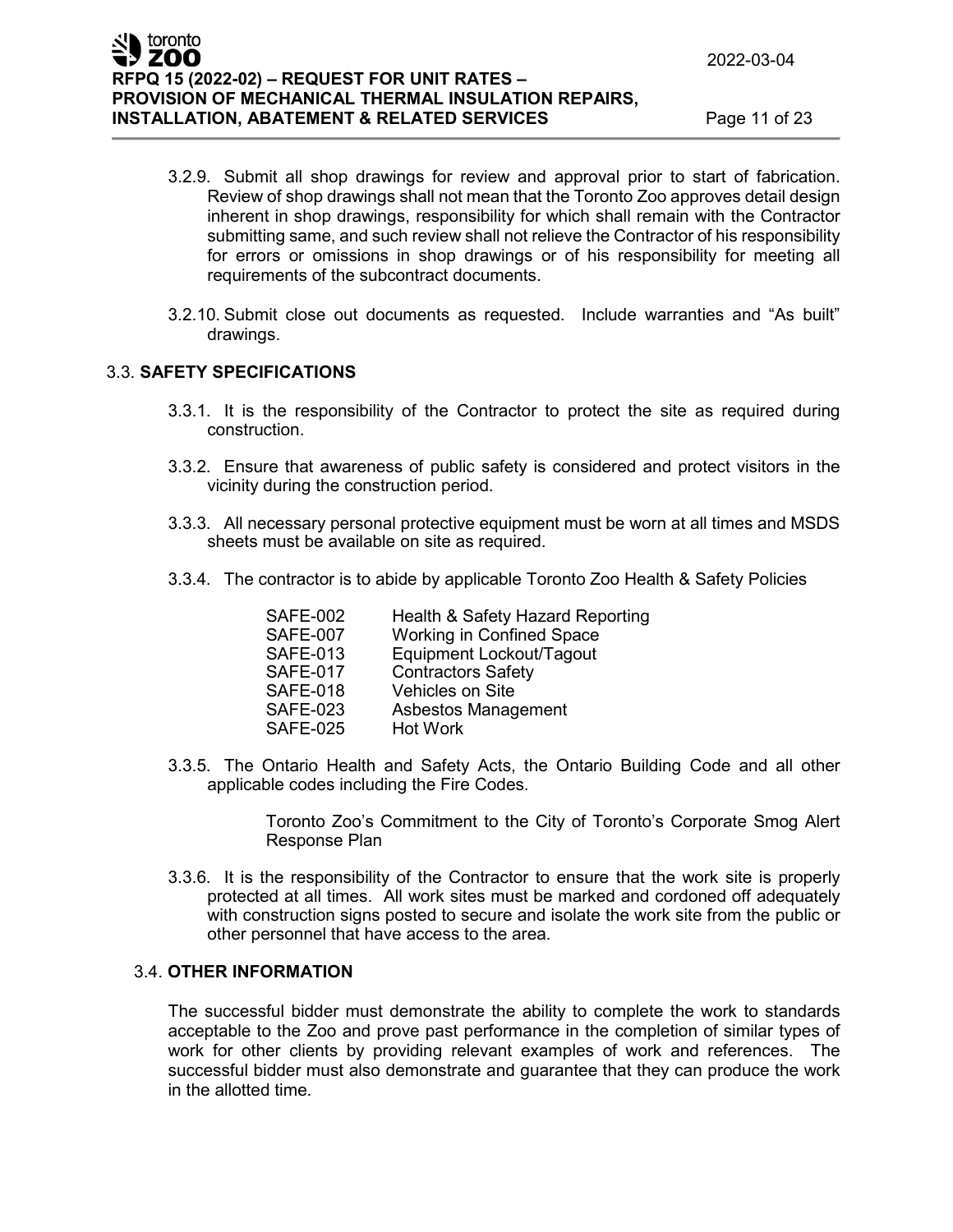3.2.9. Submit all shop drawings for review and approval prior to start of fabrication. Review of shop drawings shall not mean that the Toronto Zoo approves detail design inherent in shop drawings, responsibility for which shall remain with the Contractor submitting same, and such review shall not relieve the Contractor of his responsibility for errors or omissions in shop drawings or of his responsibility for meeting all requirements of the subcontract documents.

3.2.10. Submit close out documents as requested. Include warranties and "As built" drawings.

## 3.3. SAFETY SPECIFICATIONS

3.3.1. It is the responsibility of the Contractor to protect the site as required during construction.

3.3.2. Ensure that awareness of public safety is considered and protect visitors in the vicinity during the construction period.

3.3.3. All necessary personal protective equipment must be worn at all times and MSDS sheets must be available on site as required.

3.3.4. The contractor is to abide by applicable Toronto Zoo Health & Safety Policies

| | |
|---|---|
| SAFE-002 | Health & Safety Hazard Reporting |
| SAFE-007 | Working in Confined Space |
| SAFE-013 | Equipment Lockout/Tagout |
| SAFE-017 | Contractors Safety |
| SAFE-018 | Vehicles on Site |
| SAFE-023 | Asbestos Management |
| SAFE-025 | Hot Work |

3.3.5. The Ontario Health and Safety Acts, the Ontario Building Code and all other applicable codes including the Fire Codes.

Toronto Zoo's Commitment to the City of Toronto's Corporate Smog Alert Response Plan

3.3.6. It is the responsibility of the Contractor to ensure that the work site is properly protected at all times. All work sites must be marked and cordoned off adequately with construction signs posted to secure and isolate the work site from the public or other personnel that have access to the area.

## 3.4. OTHER INFORMATION

The successful bidder must demonstrate the ability to complete the work to standards acceptable to the Zoo and prove past performance in the completion of similar types of work for other clients by providing relevant examples of work and references. The successful bidder must also demonstrate and guarantee that they can produce the work in the allotted time.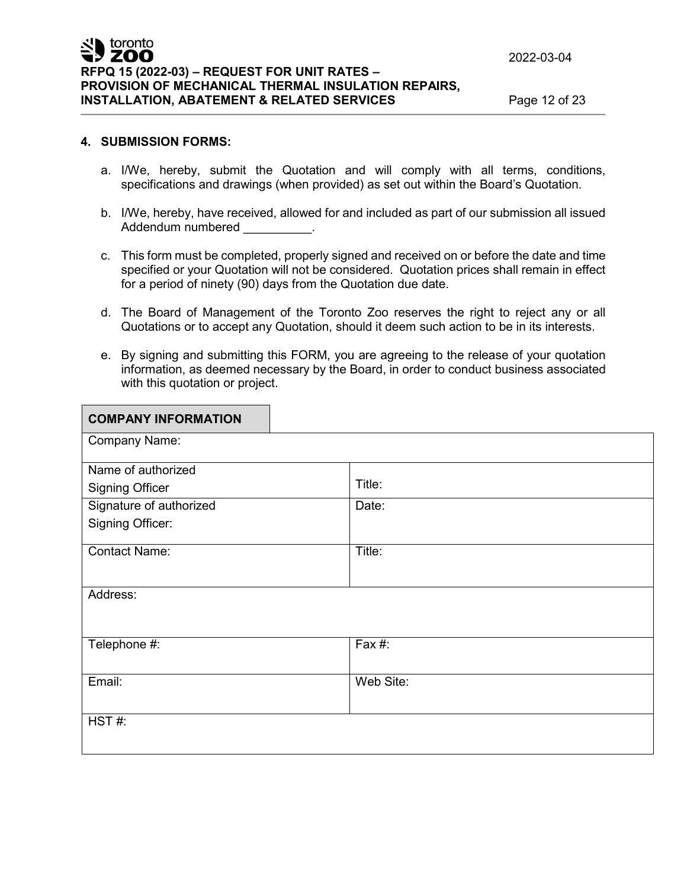## 4. SUBMISSION FORMS:

a. I/We, hereby, submit the Quotation and will comply with all terms, conditions, specifications and drawings (when provided) as set out within the Board's Quotation.

b. I/We, hereby, have received, allowed for and included as part of our submission all issued Addendum numbered __________.

c. This form must be completed, properly signed and received on or before the date and time specified or your Quotation will not be considered. Quotation prices shall remain in effect for a period of ninety (90) days from the Quotation due date.

d. The Board of Management of the Toronto Zoo reserves the right to reject any or all Quotations or to accept any Quotation, should it deem such action to be in its interests.

e. By signing and submitting this FORM, you are agreeing to the release of your quotation information, as deemed necessary by the Board, in order to conduct business associated with this quotation or project.

| **COMPANY INFORMATION** | |
|---|---|
| Company Name: | |
| Name of authorized Signing Officer | Title: |
| Signature of authorized Signing Officer: | Date: |
| Contact Name: | Title: |
| Address: | |
| Telephone #: | Fax #: |
| Email: | Web Site: |
| HST #: | |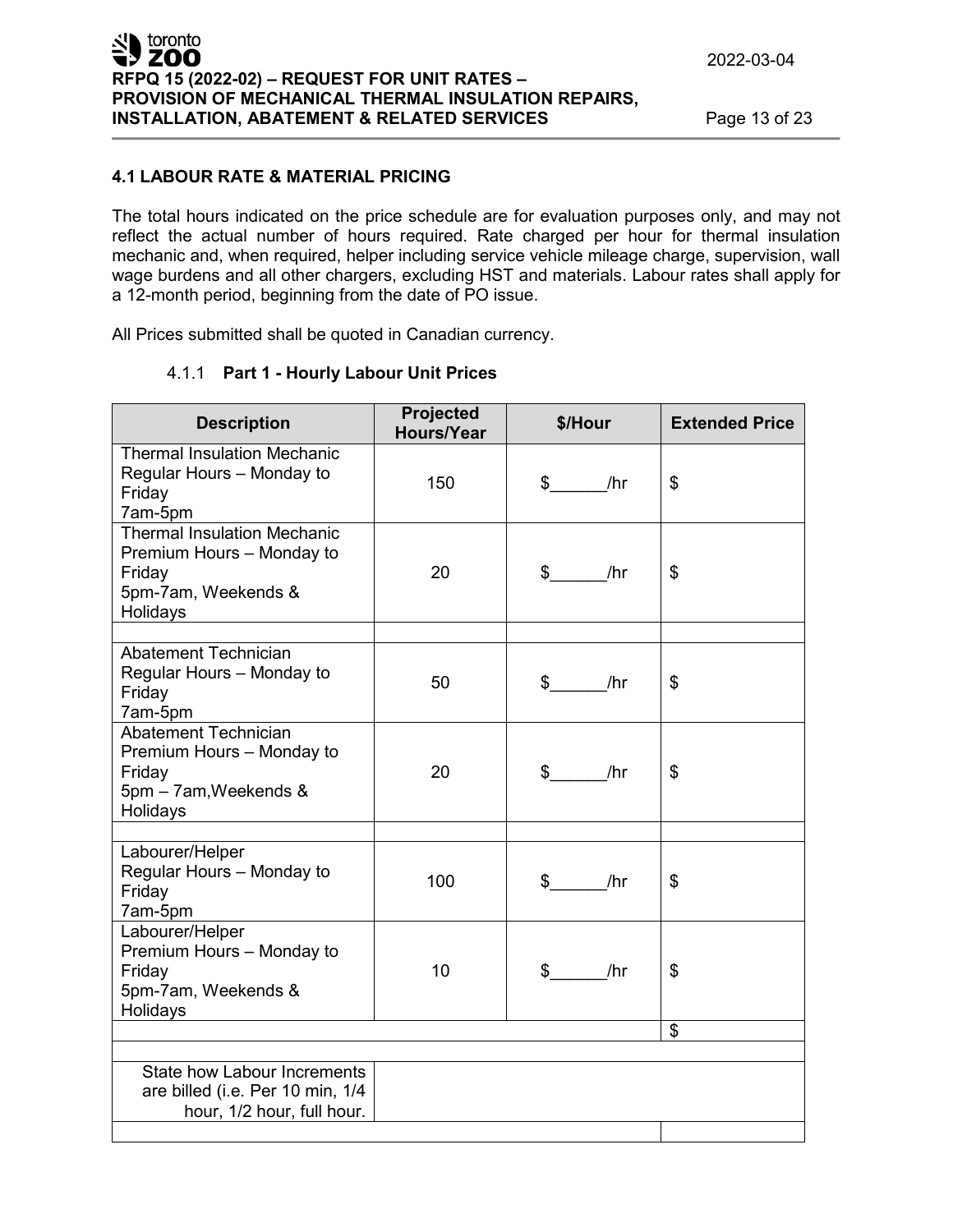### 4.1 LABOUR RATE & MATERIAL PRICING

The total hours indicated on the price schedule are for evaluation purposes only, and may not reflect the actual number of hours required. Rate charged per hour for thermal insulation mechanic and, when required, helper including service vehicle mileage charge, supervision, wall wage burdens and all other chargers, excluding HST and materials. Labour rates shall apply for a 12-month period, beginning from the date of PO issue.

All Prices submitted shall be quoted in Canadian currency.

#### 4.1.1 **Part 1 - Hourly Labour Unit Prices**

| Description | Projected Hours/Year | $/Hour | Extended Price |
|---|---|---|---|
| Thermal Insulation Mechanic Regular Hours – Monday to Friday 7am-5pm | 150 | $______/hr | $ |
| Thermal Insulation Mechanic Premium Hours – Monday to Friday 5pm-7am, Weekends & Holidays | 20 | $______/hr | $ |
| | | | |
| Abatement Technician Regular Hours – Monday to Friday 7am-5pm | 50 | $______/hr | $ |
| Abatement Technician Premium Hours – Monday to Friday 5pm – 7am,Weekends & Holidays | 20 | $______/hr | $ |
| | | | |
| Labourer/Helper Regular Hours – Monday to Friday 7am-5pm | 100 | $______/hr | $ |
| Labourer/Helper Premium Hours – Monday to Friday 5pm-7am, Weekends & Holidays | 10 | $______/hr | $ |
| | | | $ |
| | | | |
| State how Labour Increments are billed (i.e. Per 10 min, 1/4 hour, 1/2 hour, full hour. | | | |
| | | | |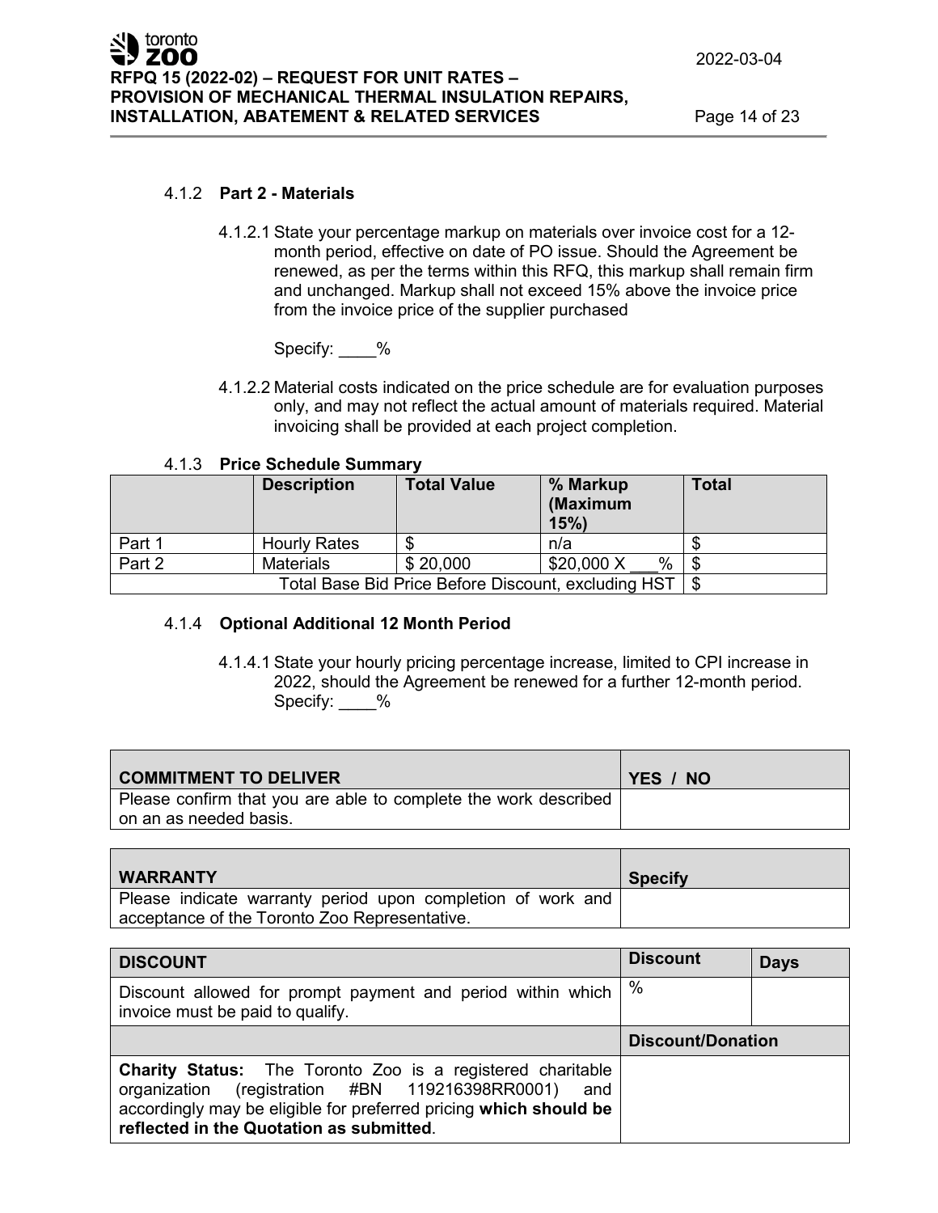#### 4.1.2 **Part 2 - Materials**

4.1.2.1 State your percentage markup on materials over invoice cost for a 12-month period, effective on date of PO issue. Should the Agreement be renewed, as per the terms within this RFQ, this markup shall remain firm and unchanged. Markup shall not exceed 15% above the invoice price from the invoice price of the supplier purchased

Specify: ____%

4.1.2.2 Material costs indicated on the price schedule are for evaluation purposes only, and may not reflect the actual amount of materials required. Material invoicing shall be provided at each project completion.

#### 4.1.3 **Price Schedule Summary**

| | Description | Total Value | % Markup (Maximum 15%) | Total |
|---|---|---|---|---|
| Part 1 | Hourly Rates | $ | n/a | $ |
| Part 2 | Materials | $ 20,000 | $20,000 X ___% | $ |
| Total Base Bid Price Before Discount, excluding HST | | | | $ |

#### 4.1.4 **Optional Additional 12 Month Period**

4.1.4.1 State your hourly pricing percentage increase, limited to CPI increase in 2022, should the Agreement be renewed for a further 12-month period. Specify: ____%

| COMMITMENT TO DELIVER | YES / NO |
|---|---|
| Please confirm that you are able to complete the work described on an as needed basis. | |

| WARRANTY | Specify |
|---|---|
| Please indicate warranty period upon completion of work and acceptance of the Toronto Zoo Representative. | |

| DISCOUNT | Discount | Days |
|---|---|---|
| Discount allowed for prompt payment and period within which invoice must be paid to qualify. | % | |
| | **Discount/Donation** | |
| **Charity Status:** The Toronto Zoo is a registered charitable organization (registration #BN 119216398RR0001) and accordingly may be eligible for preferred pricing **which should be reflected in the Quotation as submitted**. | | |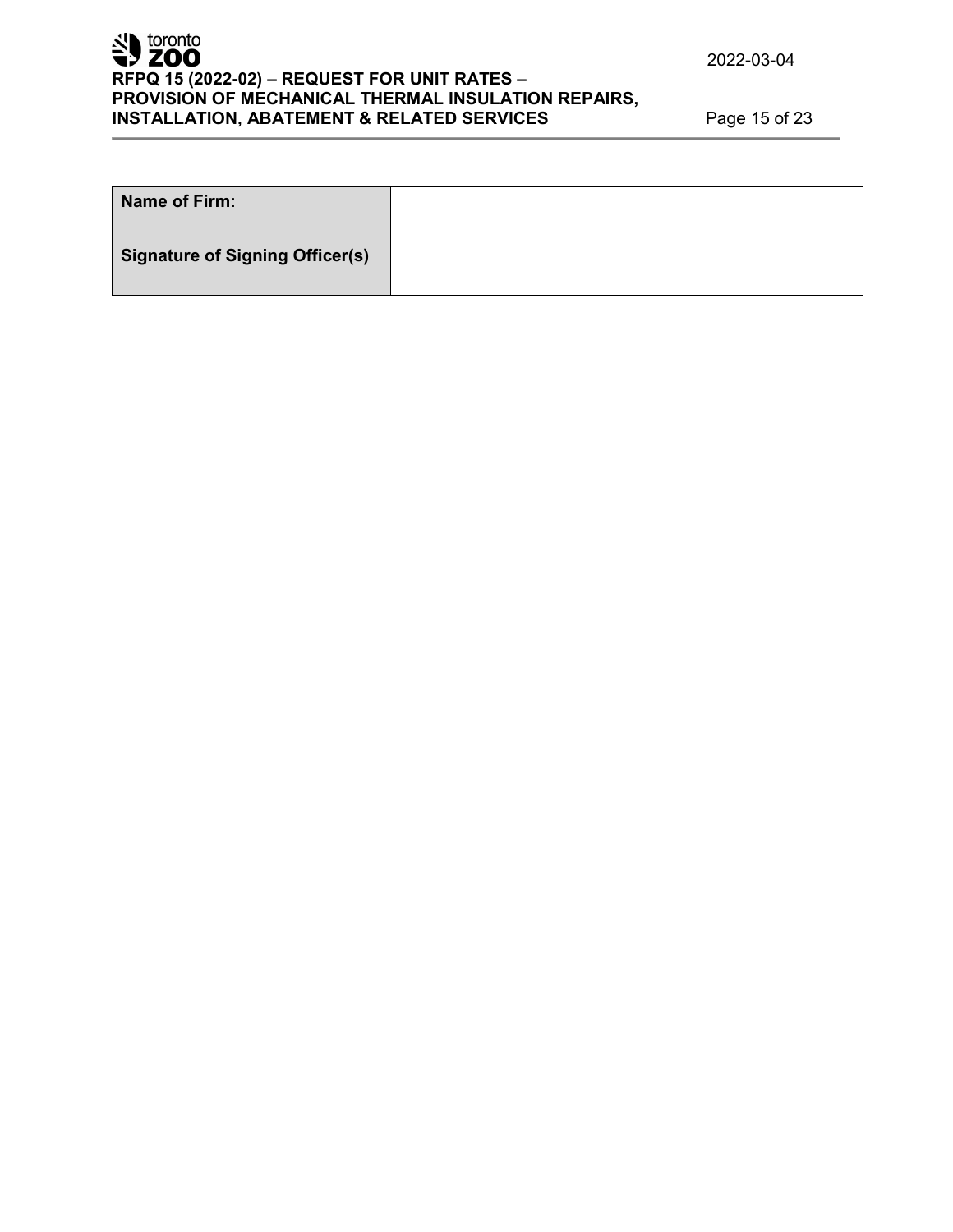| **Name of Firm:** | |
|---|---|
| **Signature of Signing Officer(s)** | |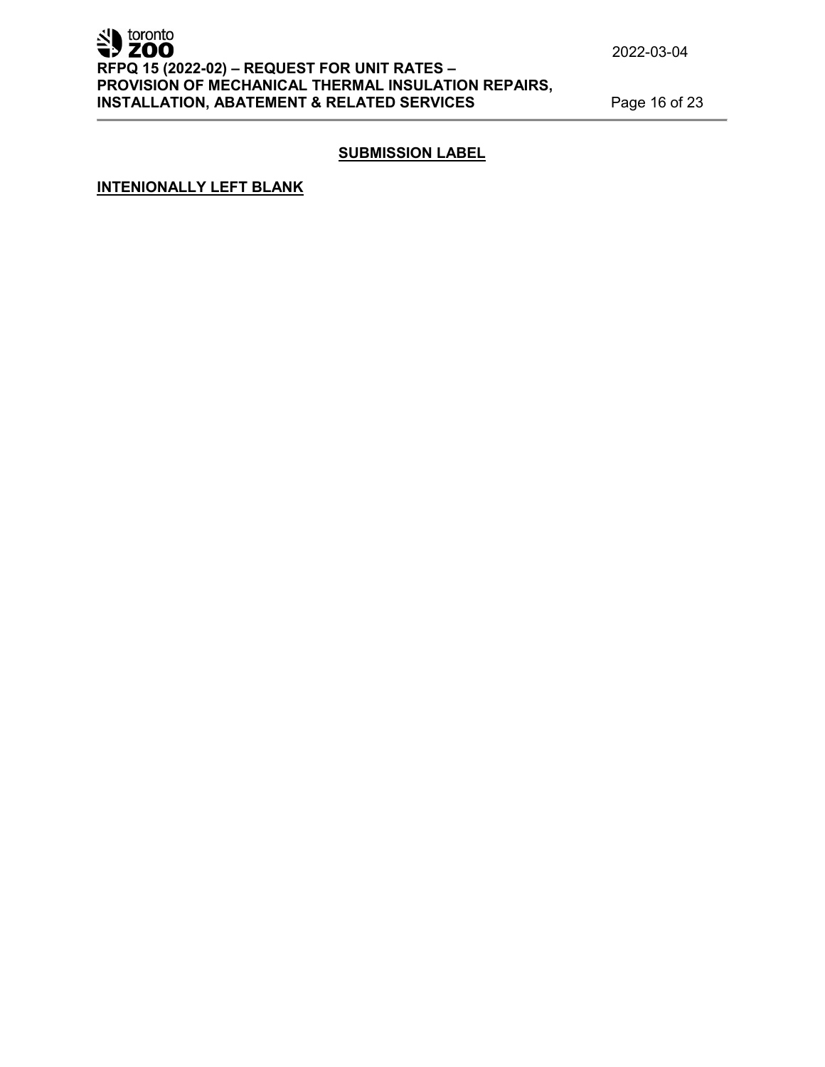## SUBMISSION LABEL

**INTENIONALLY LEFT BLANK**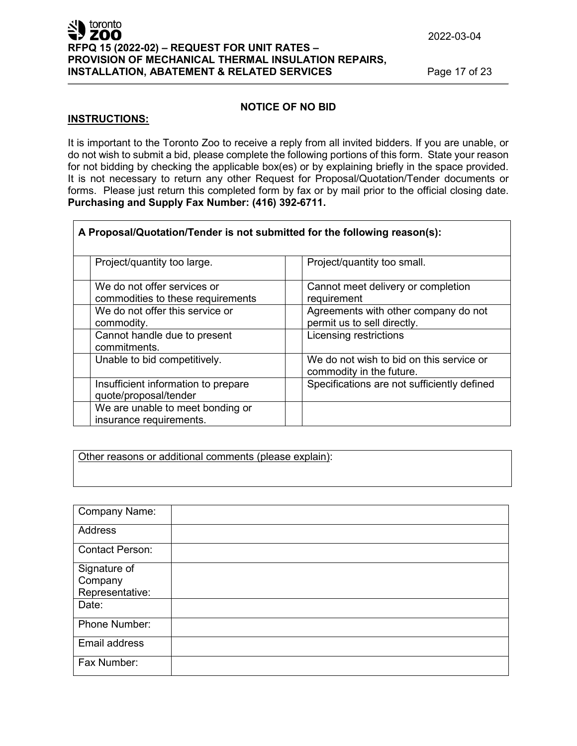## NOTICE OF NO BID

**INSTRUCTIONS:**

It is important to the Toronto Zoo to receive a reply from all invited bidders. If you are unable, or do not wish to submit a bid, please complete the following portions of this form. State your reason for not bidding by checking the applicable box(es) or by explaining briefly in the space provided. It is not necessary to return any other Request for Proposal/Quotation/Tender documents or forms. Please just return this completed form by fax or by mail prior to the official closing date. **Purchasing and Supply Fax Number: (416) 392-6711.**

**A Proposal/Quotation/Tender is not submitted for the following reason(s):**

| | | | |
|---|---|---|---|
| | Project/quantity too large. | | Project/quantity too small. |
| | We do not offer services or commodities to these requirements | | Cannot meet delivery or completion requirement |
| | We do not offer this service or commodity. | | Agreements with other company do not permit us to sell directly. |
| | Cannot handle due to present commitments. | | Licensing restrictions |
| | Unable to bid competitively. | | We do not wish to bid on this service or commodity in the future. |
| | Insufficient information to prepare quote/proposal/tender | | Specifications are not sufficiently defined |
| | We are unable to meet bonding or insurance requirements. | | |

Other reasons or additional comments (please explain):

| | |
|---|---|
| Company Name: | |
| Address | |
| Contact Person: | |
| Signature of Company Representative: | |
| Date: | |
| Phone Number: | |
| Email address | |
| Fax Number: | |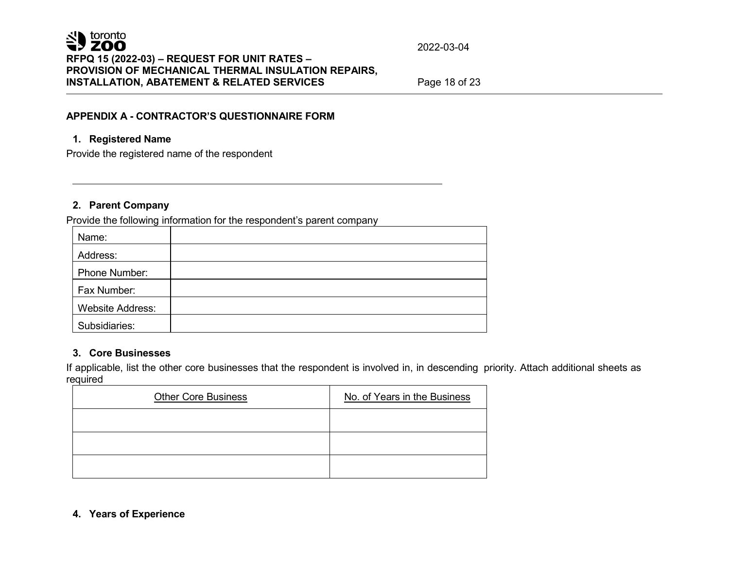## APPENDIX A - CONTRACTOR'S QUESTIONNAIRE FORM

### 1. Registered Name

Provide the registered name of the respondent

\_\_\_\_\_\_\_\_\_\_\_\_\_\_\_\_\_\_\_\_\_\_\_\_\_\_\_\_\_\_\_\_\_\_\_\_\_\_\_\_\_\_\_\_\_\_\_\_\_\_\_\_\_\_\_\_\_\_\_\_

### 2. Parent Company

Provide the following information for the respondent's parent company

| | |
|---|---|
| Name: | |
| Address: | |
| Phone Number: | |
| Fax Number: | |
| Website Address: | |
| Subsidiaries: | |

### 3. Core Businesses

If applicable, list the other core businesses that the respondent is involved in, in descending priority. Attach additional sheets as required

| Other Core Business | No. of Years in the Business |
|---|---|
| | |
| | |
| | |

### 4. Years of Experience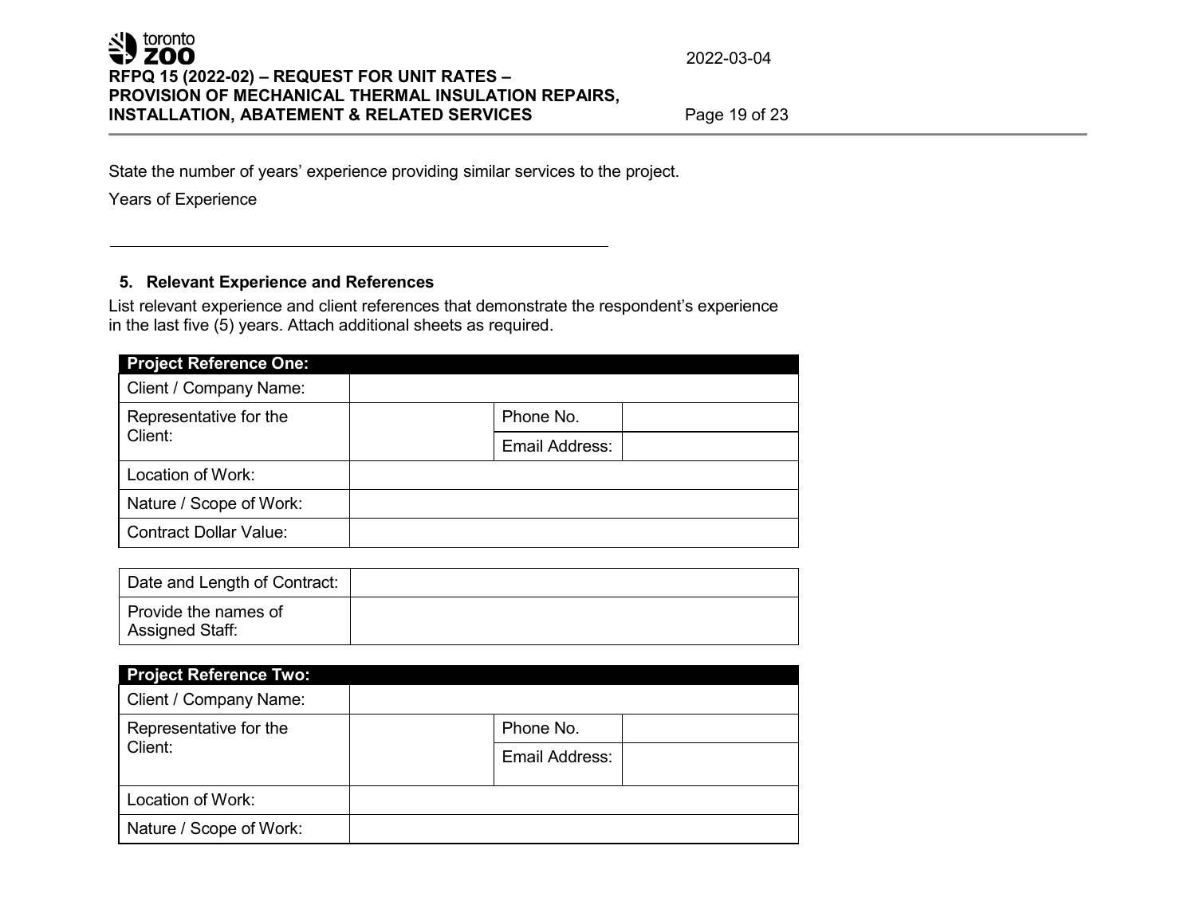State the number of years' experience providing similar services to the project.

Years of Experience

\_\_\_\_\_\_\_\_\_\_\_\_\_\_\_\_\_\_\_\_\_\_\_\_\_\_\_\_\_\_\_\_\_\_\_\_\_\_\_\_\_\_\_\_\_\_

### 5. Relevant Experience and References

List relevant experience and client references that demonstrate the respondent's experience in the last five (5) years. Attach additional sheets as required.

| **Project Reference One:** | | | |
|---|---|---|---|
| Client / Company Name: | | | |
| Representative for the Client: | | Phone No. | |
| | | Email Address: | |
| Location of Work: | | | |
| Nature / Scope of Work: | | | |
| Contract Dollar Value: | | | |

| Date and Length of Contract: | |
|---|---|
| Provide the names of Assigned Staff: | |

| **Project Reference Two:** | | | |
|---|---|---|---|
| Client / Company Name: | | | |
| Representative for the Client: | | Phone No. | |
| | | Email Address: | |
| Location of Work: | | | |
| Nature / Scope of Work: | | | |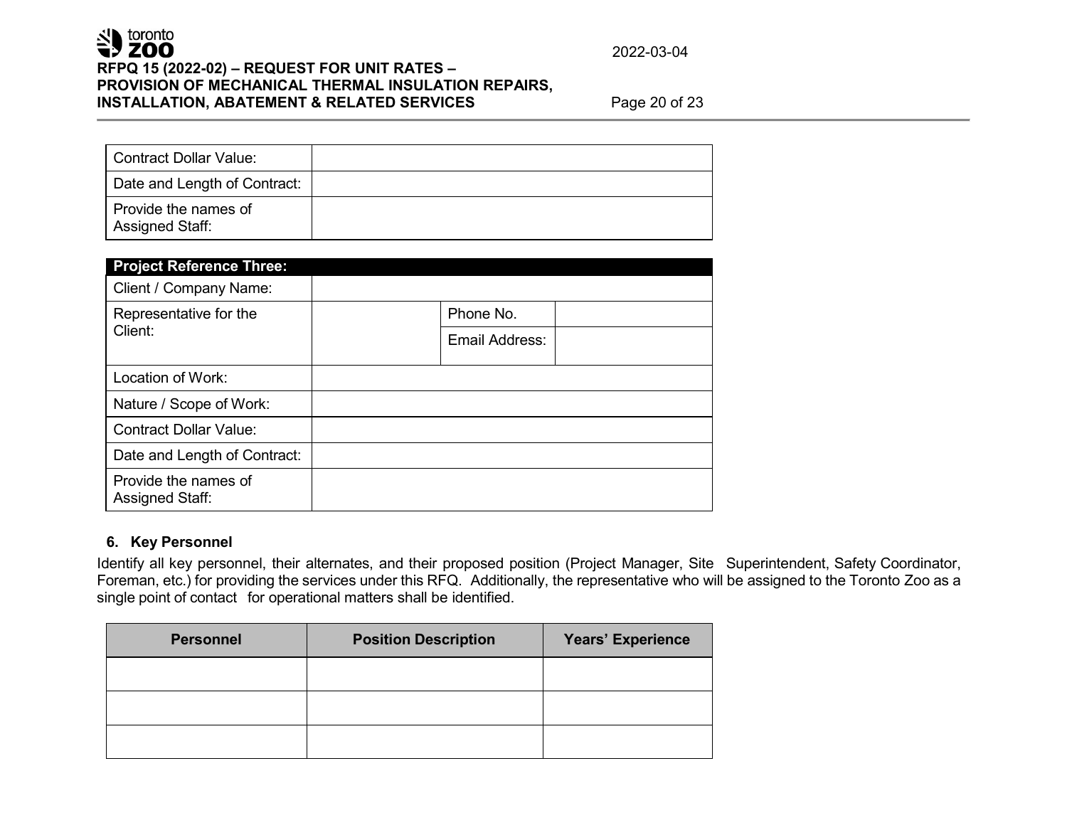| Contract Dollar Value: | |
|---|---|
| Date and Length of Contract: | |
| Provide the names of Assigned Staff: | |

| **Project Reference Three:** | | | |
|---|---|---|---|
| Client / Company Name: | | | |
| Representative for the Client: | | Phone No. | |
| | | Email Address: | |
| Location of Work: | | | |
| Nature / Scope of Work: | | | |
| Contract Dollar Value: | | | |
| Date and Length of Contract: | | | |
| Provide the names of Assigned Staff: | | | |

### 6. Key Personnel

Identify all key personnel, their alternates, and their proposed position (Project Manager, Site Superintendent, Safety Coordinator, Foreman, etc.) for providing the services under this RFQ. Additionally, the representative who will be assigned to the Toronto Zoo as a single point of contact for operational matters shall be identified.

| Personnel | Position Description | Years' Experience |
|---|---|---|
| | | |
| | | |
| | | |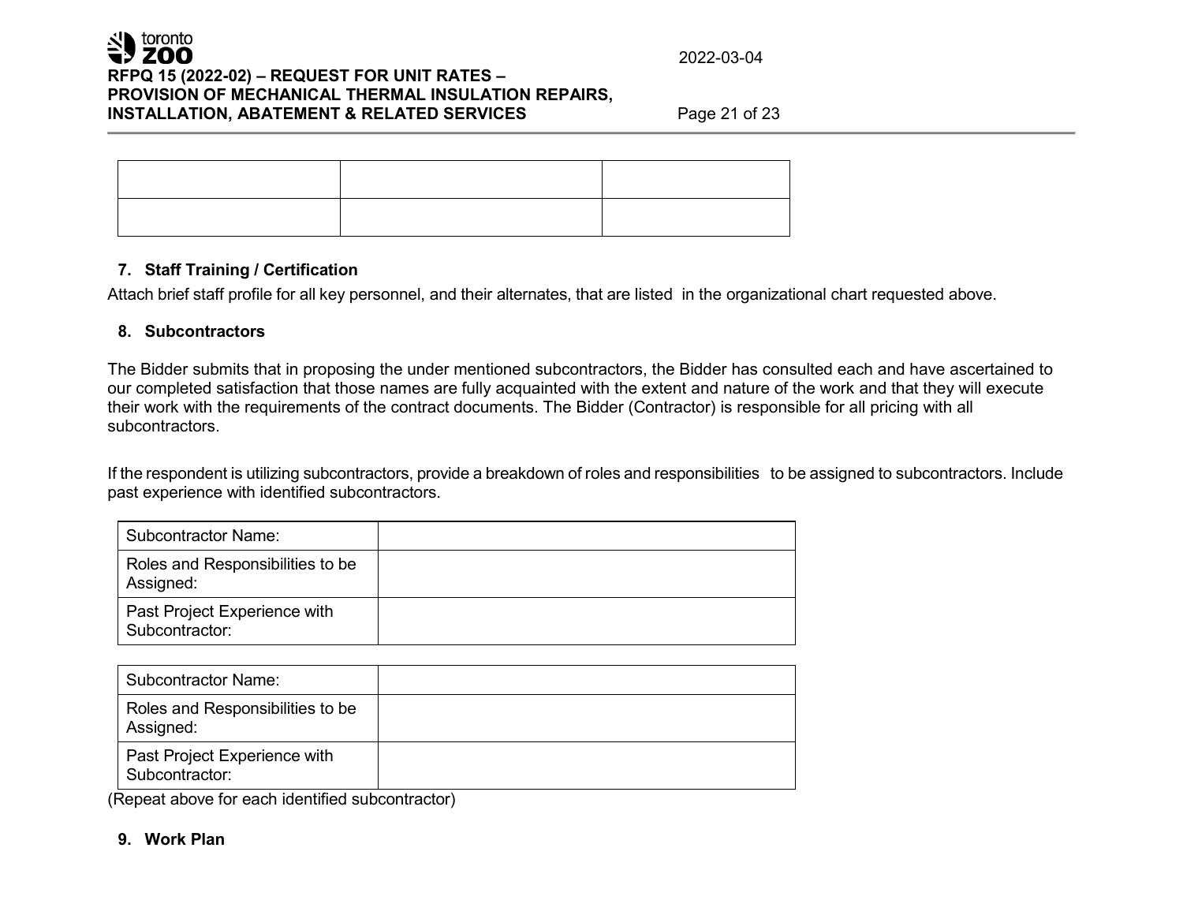| | | |
|---|---|---|
| | | |
| | | |

**7. Staff Training / Certification**

Attach brief staff profile for all key personnel, and their alternates, that are listed in the organizational chart requested above.

**8. Subcontractors**

The Bidder submits that in proposing the under mentioned subcontractors, the Bidder has consulted each and have ascertained to our completed satisfaction that those names are fully acquainted with the extent and nature of the work and that they will execute their work with the requirements of the contract documents. The Bidder (Contractor) is responsible for all pricing with all subcontractors.

If the respondent is utilizing subcontractors, provide a breakdown of roles and responsibilities to be assigned to subcontractors. Include past experience with identified subcontractors.

| Subcontractor Name: | |
|---|---|
| Roles and Responsibilities to be Assigned: | |
| Past Project Experience with Subcontractor: | |

| Subcontractor Name: | |
|---|---|
| Roles and Responsibilities to be Assigned: | |
| Past Project Experience with Subcontractor: | |

(Repeat above for each identified subcontractor)

**9. Work Plan**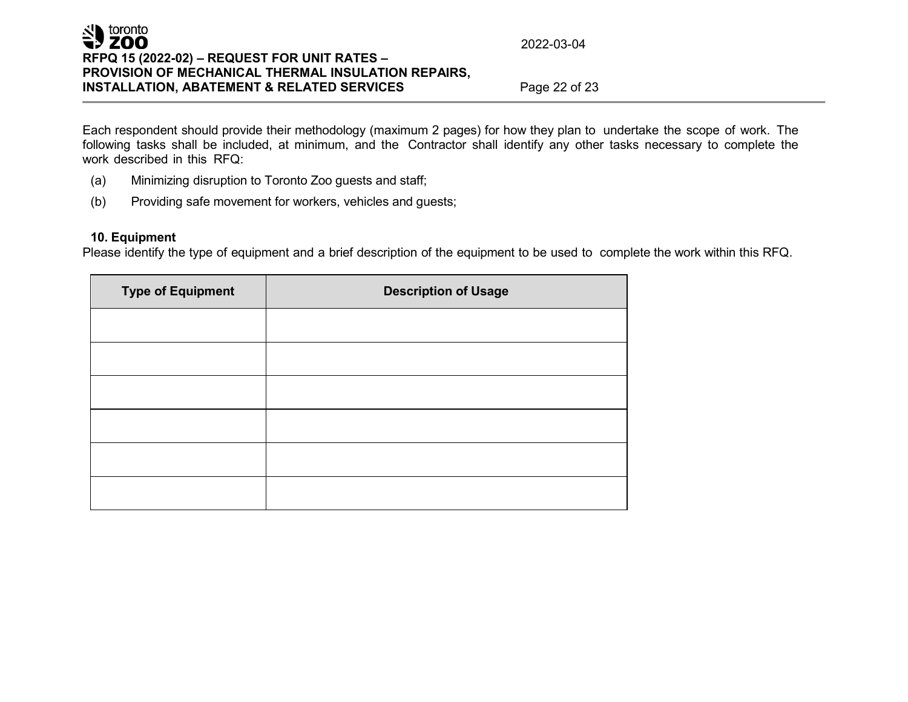Each respondent should provide their methodology (maximum 2 pages) for how they plan to undertake the scope of work. The following tasks shall be included, at minimum, and the Contractor shall identify any other tasks necessary to complete the work described in this RFQ:

(a) Minimizing disruption to Toronto Zoo guests and staff;

(b) Providing safe movement for workers, vehicles and guests;

**10. Equipment**

Please identify the type of equipment and a brief description of the equipment to be used to complete the work within this RFQ.

| Type of Equipment | Description of Usage |
|---|---|
| | |
| | |
| | |
| | |
| | |
| | |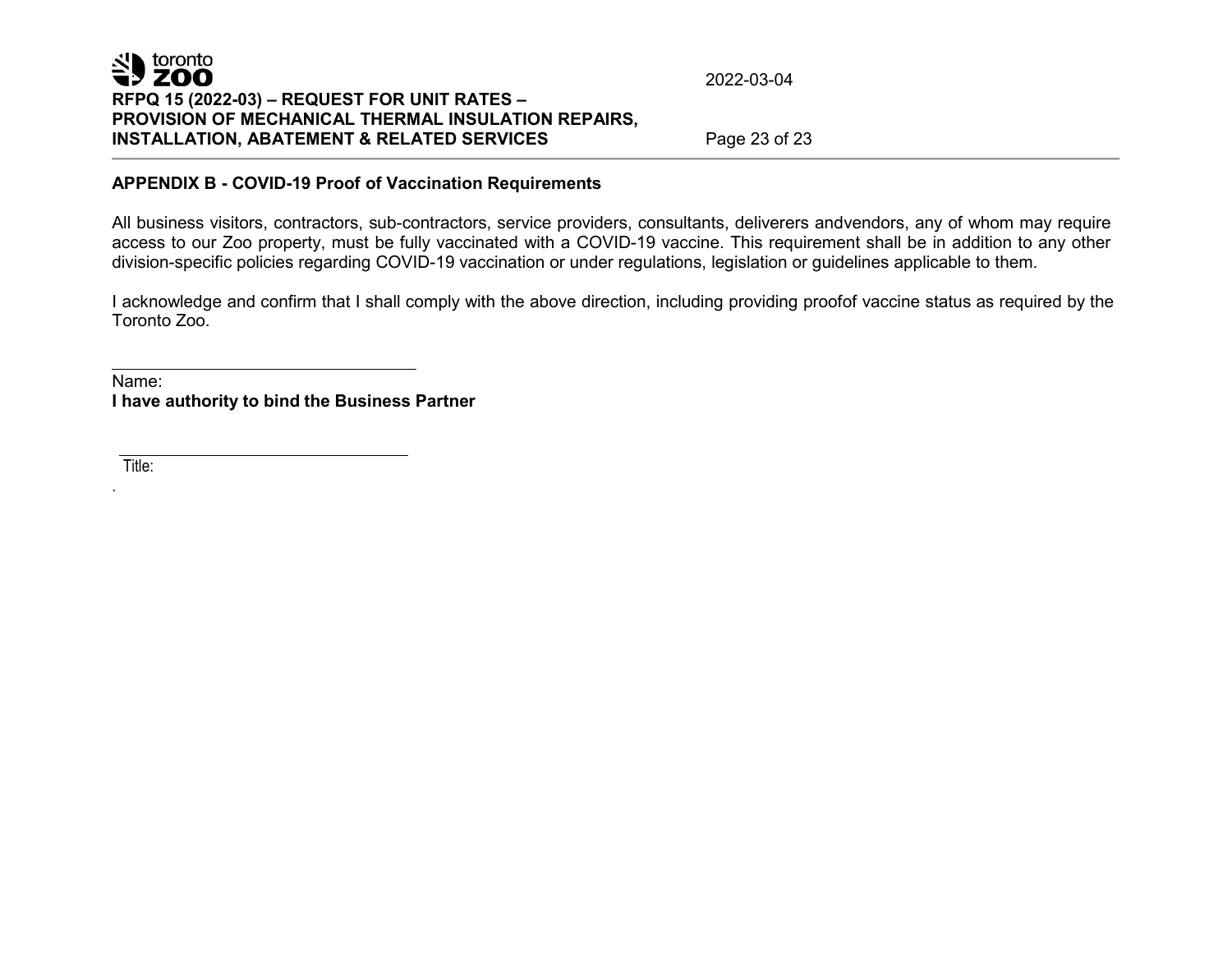## APPENDIX B - COVID-19 Proof of Vaccination Requirements

All business visitors, contractors, sub-contractors, service providers, consultants, deliverers andvendors, any of whom may require access to our Zoo property, must be fully vaccinated with a COVID-19 vaccine. This requirement shall be in addition to any other division-specific policies regarding COVID-19 vaccination or under regulations, legislation or guidelines applicable to them.

I acknowledge and confirm that I shall comply with the above direction, including providing proofof vaccine status as required by the Toronto Zoo.

\_\_\_\_\_\_\_\_\_\_\_\_\_\_\_\_\_\_\_\_\_\_\_\_\_\_\_\_\_\_\_\_

Name:

**I have authority to bind the Business Partner**

\_\_\_\_\_\_\_\_\_\_\_\_\_\_\_\_\_\_\_\_\_\_\_\_\_\_\_\_\_\_\_\_

Title:

.